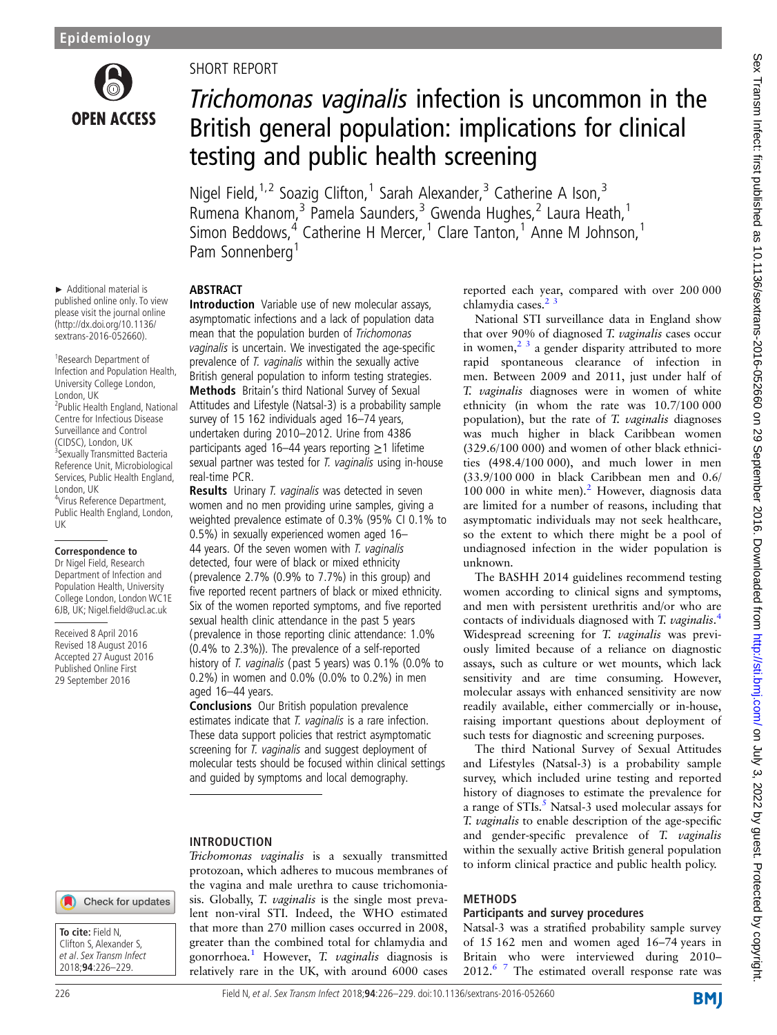Epidemiology

OPEN ACCESS

SHORT REPORT

# *Trichomonas vaginalis* infection is uncommon in the British general population: implications for clinical testing and public health screening

Nigel Field,[1,2] Soazig Clifton,[1] Sarah Alexander,[3] Catherine A Ison,[3] Rumena Khanom,[3] Pamela Saunders,[3] Gwenda Hughes,[2] Laura Heath,[1] Simon Beddows,[4] Catherine H Mercer,[1] Clare Tanton,[1] Anne M Johnson,[1] Pam Sonnenberg[1]

► Additional material is published online only. To view please visit the journal online (http://dx.doi.org/10.1136/sextrans-2016-052660).

[1]Research Department of Infection and Population Health, University College London, London, UK
[2]Public Health England, National Centre for Infectious Disease Surveillance and Control (CIDSC), London, UK
[3]Sexually Transmitted Bacteria Reference Unit, Microbiological Services, Public Health England, London, UK
[4]Virus Reference Department, Public Health England, London, UK

**Correspondence to**
Dr Nigel Field, Research Department of Infection and Population Health, University College London, London WC1E 6JB, UK; Nigel.field@ucl.ac.uk

Received 8 April 2016
Revised 18 August 2016
Accepted 27 August 2016
Published Online First 29 September 2016

**To cite:** Field N, Clifton S, Alexander S, *et al*. *Sex Transm Infect* 2018;**94**:226–229.

## ABSTRACT

**Introduction** Variable use of new molecular assays, asymptomatic infections and a lack of population data mean that the population burden of *Trichomonas vaginalis* is uncertain. We investigated the age-specific prevalence of *T. vaginalis* within the sexually active British general population to inform testing strategies.

**Methods** Britain's third National Survey of Sexual Attitudes and Lifestyle (Natsal-3) is a probability sample survey of 15 162 individuals aged 16–74 years, undertaken during 2010–2012. Urine from 4386 participants aged 16–44 years reporting ≥1 lifetime sexual partner was tested for *T. vaginalis* using in-house real-time PCR.

**Results** Urinary *T. vaginalis* was detected in seven women and no men providing urine samples, giving a weighted prevalence estimate of 0.3% (95% CI 0.1% to 0.5%) in sexually experienced women aged 16–44 years. Of the seven women with *T. vaginalis* detected, four were of black or mixed ethnicity (prevalence 2.7% (0.9% to 7.7%) in this group) and five reported recent partners of black or mixed ethnicity. Six of the women reported symptoms, and five reported sexual health clinic attendance in the past 5 years (prevalence in those reporting clinic attendance: 1.0% (0.4% to 2.3%)). The prevalence of a self-reported history of *T. vaginalis* (past 5 years) was 0.1% (0.0% to 0.2%) in women and 0.0% (0.0% to 0.2%) in men aged 16–44 years.

**Conclusions** Our British population prevalence estimates indicate that *T. vaginalis* is a rare infection. These data support policies that restrict asymptomatic screening for *T. vaginalis* and suggest deployment of molecular tests should be focused within clinical settings and guided by symptoms and local demography.

## INTRODUCTION

*Trichomonas vaginalis* is a sexually transmitted protozoan, which adheres to mucous membranes of the vagina and male urethra to cause trichomoniasis. Globally, *T. vaginalis* is the single most prevalent non-viral STI. Indeed, the WHO estimated that more than 270 million cases occurred in 2008, greater than the combined total for chlamydia and gonorrhoea.[1] However, *T. vaginalis* diagnosis is relatively rare in the UK, with around 6000 cases reported each year, compared with over 200 000 chlamydia cases.[2 3]

National STI surveillance data in England show that over 90% of diagnosed *T. vaginalis* cases occur in women,[2 3] a gender disparity attributed to more rapid spontaneous clearance of infection in men. Between 2009 and 2011, just under half of *T. vaginalis* diagnoses were in women of white ethnicity (in whom the rate was 10.7/100 000 population), but the rate of *T. vaginalis* diagnoses was much higher in black Caribbean women (329.6/100 000) and women of other black ethnicities (498.4/100 000), and much lower in men (33.9/100 000 in black Caribbean men and 0.6/100 000 in white men).[2] However, diagnosis data are limited for a number of reasons, including that asymptomatic individuals may not seek healthcare, so the extent to which there might be a pool of undiagnosed infection in the wider population is unknown.

The BASHH 2014 guidelines recommend testing women according to clinical signs and symptoms, and men with persistent urethritis and/or who are contacts of individuals diagnosed with *T. vaginalis*.[4] Widespread screening for *T. vaginalis* was previously limited because of a reliance on diagnostic assays, such as culture or wet mounts, which lack sensitivity and are time consuming. However, molecular assays with enhanced sensitivity are now readily available, either commercially or in-house, raising important questions about deployment of such tests for diagnostic and screening purposes.

The third National Survey of Sexual Attitudes and Lifestyles (Natsal-3) is a probability sample survey, which included urine testing and reported history of diagnoses to estimate the prevalence for a range of STIs.[5] Natsal-3 used molecular assays for *T. vaginalis* to enable description of the age-specific and gender-specific prevalence of *T. vaginalis* within the sexually active British general population to inform clinical practice and public health policy.

## METHODS

### Participants and survey procedures

Natsal-3 was a stratified probability sample survey of 15 162 men and women aged 16–74 years in Britain who were interviewed during 2010–2012.[6 7] The estimated overall response rate was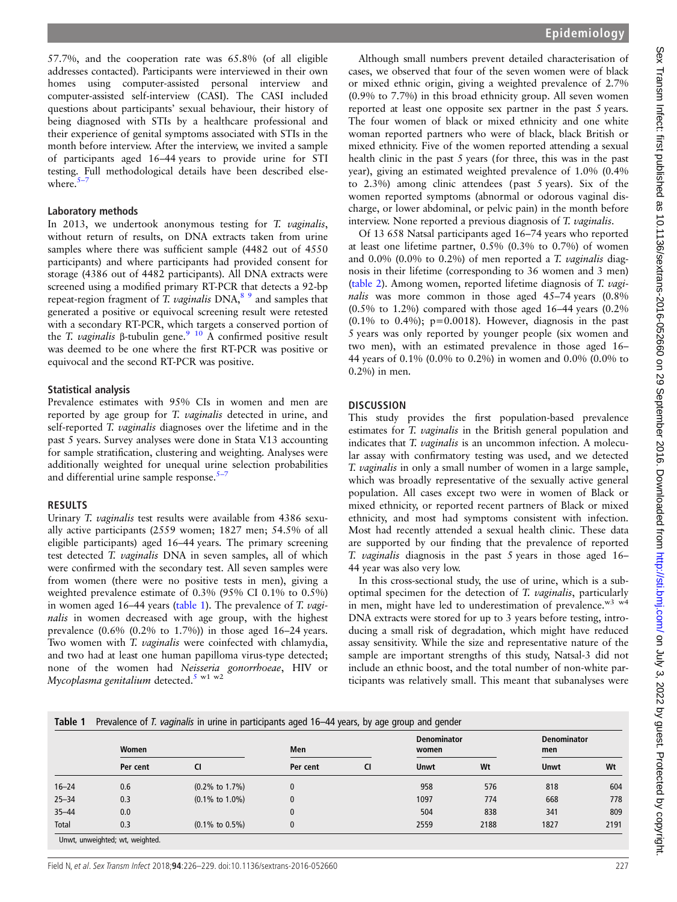57.7%, and the cooperation rate was 65.8% (of all eligible addresses contacted). Participants were interviewed in their own homes using computer-assisted personal interview and computer-assisted self-interview (CASI). The CASI included questions about participants' sexual behaviour, their history of being diagnosed with STIs by a healthcare professional and their experience of genital symptoms associated with STIs in the month before interview. After the interview, we invited a sample of participants aged 16–44 years to provide urine for STI testing. Full methodological details have been described elsewhere.[5–7]

### Laboratory methods

In 2013, we undertook anonymous testing for *T. vaginalis*, without return of results, on DNA extracts taken from urine samples where there was sufficient sample (4482 out of 4550 participants) and where participants had provided consent for storage (4386 out of 4482 participants). All DNA extracts were screened using a modified primary RT-PCR that detects a 92-bp repeat-region fragment of *T. vaginalis* DNA,[8 9] and samples that generated a positive or equivocal screening result were retested with a secondary RT-PCR, which targets a conserved portion of the *T. vaginalis* β-tubulin gene.[9 10] A confirmed positive result was deemed to be one where the first RT-PCR was positive or equivocal and the second RT-PCR was positive.

### Statistical analysis

Prevalence estimates with 95% CIs in women and men are reported by age group for *T. vaginalis* detected in urine, and self-reported *T. vaginalis* diagnoses over the lifetime and in the past 5 years. Survey analyses were done in Stata V.13 accounting for sample stratification, clustering and weighting. Analyses were additionally weighted for unequal urine selection probabilities and differential urine sample response.[5–7]

## RESULTS

Urinary *T. vaginalis* test results were available from 4386 sexually active participants (2559 women; 1827 men; 54.5% of all eligible participants) aged 16–44 years. The primary screening test detected *T. vaginalis* DNA in seven samples, all of which were confirmed with the secondary test. All seven samples were from women (there were no positive tests in men), giving a weighted prevalence estimate of 0.3% (95% CI 0.1% to 0.5%) in women aged 16–44 years (table 1). The prevalence of *T. vaginalis* in women decreased with age group, with the highest prevalence (0.6% (0.2% to 1.7%)) in those aged 16–24 years. Two women with *T. vaginalis* were coinfected with chlamydia, and two had at least one human papilloma virus-type detected; none of the women had *Neisseria gonorrhoeae*, HIV or *Mycoplasma genitalium* detected.[5 w1 w2]

Although small numbers prevent detailed characterisation of cases, we observed that four of the seven women were of black or mixed ethnic origin, giving a weighted prevalence of 2.7% (0.9% to 7.7%) in this broad ethnicity group. All seven women reported at least one opposite sex partner in the past 5 years. The four women of black or mixed ethnicity and one white woman reported partners who were of black, black British or mixed ethnicity. Five of the women reported attending a sexual health clinic in the past 5 years (for three, this was in the past year), giving an estimated weighted prevalence of 1.0% (0.4% to 2.3%) among clinic attendees (past 5 years). Six of the women reported symptoms (abnormal or odorous vaginal discharge, or lower abdominal, or pelvic pain) in the month before interview. None reported a previous diagnosis of *T. vaginalis*.

Of 13 658 Natsal participants aged 16–74 years who reported at least one lifetime partner, 0.5% (0.3% to 0.7%) of women and 0.0% (0.0% to 0.2%) of men reported a *T. vaginalis* diagnosis in their lifetime (corresponding to 36 women and 3 men) (table 2). Among women, reported lifetime diagnosis of *T. vaginalis* was more common in those aged 45–74 years (0.8% (0.5% to 1.2%) compared with those aged 16–44 years (0.2% (0.1% to 0.4%); p=0.0018). However, diagnosis in the past 5 years was only reported by younger people (six women and two men), with an estimated prevalence in those aged 16–44 years of 0.1% (0.0% to 0.2%) in women and 0.0% (0.0% to 0.2%) in men.

## DISCUSSION

This study provides the first population-based prevalence estimates for *T. vaginalis* in the British general population and indicates that *T. vaginalis* is an uncommon infection. A molecular assay with confirmatory testing was used, and we detected *T. vaginalis* in only a small number of women in a large sample, which was broadly representative of the sexually active general population. All cases except two were in women of Black or mixed ethnicity, or reported recent partners of Black or mixed ethnicity, and most had symptoms consistent with infection. Most had recently attended a sexual health clinic. These data are supported by our finding that the prevalence of reported *T. vaginalis* diagnosis in the past 5 years in those aged 16–44 year was also very low.

In this cross-sectional study, the use of urine, which is a suboptimal specimen for the detection of *T. vaginalis*, particularly in men, might have led to underestimation of prevalence.[w3 w4] DNA extracts were stored for up to 3 years before testing, introducing a small risk of degradation, which might have reduced assay sensitivity. While the size and representative nature of the sample are important strengths of this study, Natsal-3 did not include an ethnic boost, and the total number of non-white participants was relatively small. This meant that subanalyses were

**Table 1** Prevalence of *T. vaginalis* in urine in participants aged 16–44 years, by age group and gender

| | Women | | Men | | Denominator women | | Denominator men | |
|---|---|---|---|---|---|---|---|---|
| | Per cent | CI | Per cent | CI | Unwt | Wt | Unwt | Wt |
| 16–24 | 0.6 | (0.2% to 1.7%) | 0 | | 958 | 576 | 818 | 604 |
| 25–34 | 0.3 | (0.1% to 1.0%) | 0 | | 1097 | 774 | 668 | 778 |
| 35–44 | 0.0 | | 0 | | 504 | 838 | 341 | 809 |
| Total | 0.3 | (0.1% to 0.5%) | 0 | | 2559 | 2188 | 1827 | 2191 |

Unwt, unweighted; wt, weighted.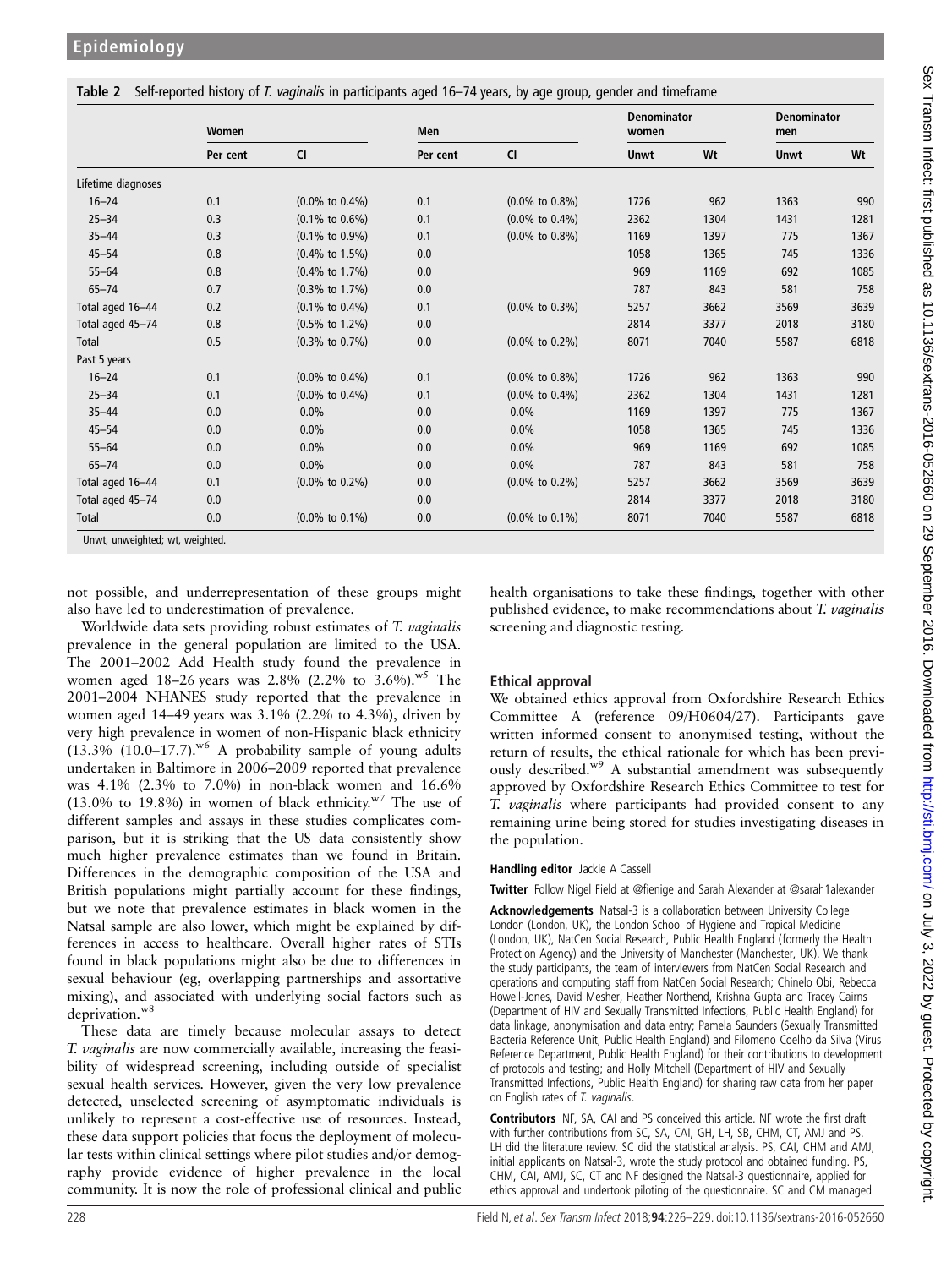**Table 2** Self-reported history of *T. vaginalis* in participants aged 16–74 years, by age group, gender and timeframe

| | Women | | Men | | Denominator women | | Denominator men | |
|---|---|---|---|---|---|---|---|---|
| | Per cent | CI | Per cent | CI | Unwt | Wt | Unwt | Wt |
| Lifetime diagnoses | | | | | | | | |
| 16–24 | 0.1 | (0.0% to 0.4%) | 0.1 | (0.0% to 0.8%) | 1726 | 962 | 1363 | 990 |
| 25–34 | 0.3 | (0.1% to 0.6%) | 0.1 | (0.0% to 0.4%) | 2362 | 1304 | 1431 | 1281 |
| 35–44 | 0.3 | (0.1% to 0.9%) | 0.1 | (0.0% to 0.8%) | 1169 | 1397 | 775 | 1367 |
| 45–54 | 0.8 | (0.4% to 1.5%) | 0.0 | | 1058 | 1365 | 745 | 1336 |
| 55–64 | 0.8 | (0.4% to 1.7%) | 0.0 | | 969 | 1169 | 692 | 1085 |
| 65–74 | 0.7 | (0.3% to 1.7%) | 0.0 | | 787 | 843 | 581 | 758 |
| Total aged 16–44 | 0.2 | (0.1% to 0.4%) | 0.1 | (0.0% to 0.3%) | 5257 | 3662 | 3569 | 3639 |
| Total aged 45–74 | 0.8 | (0.5% to 1.2%) | 0.0 | | 2814 | 3377 | 2018 | 3180 |
| Total | 0.5 | (0.3% to 0.7%) | 0.0 | (0.0% to 0.2%) | 8071 | 7040 | 5587 | 6818 |
| Past 5 years | | | | | | | | |
| 16–24 | 0.1 | (0.0% to 0.4%) | 0.1 | (0.0% to 0.8%) | 1726 | 962 | 1363 | 990 |
| 25–34 | 0.1 | (0.0% to 0.4%) | 0.1 | (0.0% to 0.4%) | 2362 | 1304 | 1431 | 1281 |
| 35–44 | 0.0 | 0.0% | 0.0 | 0.0% | 1169 | 1397 | 775 | 1367 |
| 45–54 | 0.0 | 0.0% | 0.0 | 0.0% | 1058 | 1365 | 745 | 1336 |
| 55–64 | 0.0 | 0.0% | 0.0 | 0.0% | 969 | 1169 | 692 | 1085 |
| 65–74 | 0.0 | 0.0% | 0.0 | 0.0% | 787 | 843 | 581 | 758 |
| Total aged 16–44 | 0.1 | (0.0% to 0.2%) | 0.0 | (0.0% to 0.2%) | 5257 | 3662 | 3569 | 3639 |
| Total aged 45–74 | 0.0 | | 0.0 | | 2814 | 3377 | 2018 | 3180 |
| Total | 0.0 | (0.0% to 0.1%) | 0.0 | (0.0% to 0.1%) | 8071 | 7040 | 5587 | 6818 |

Unwt, unweighted; wt, weighted.

not possible, and underrepresentation of these groups might also have led to underestimation of prevalence.

Worldwide data sets providing robust estimates of *T. vaginalis* prevalence in the general population are limited to the USA. The 2001–2002 Add Health study found the prevalence in women aged 18–26 years was 2.8% (2.2% to 3.6%).[w5] The 2001–2004 NHANES study reported that the prevalence in women aged 14–49 years was 3.1% (2.2% to 4.3%), driven by very high prevalence in women of non-Hispanic black ethnicity (13.3% (10.0–17.7).[w6] A probability sample of young adults undertaken in Baltimore in 2006–2009 reported that prevalence was 4.1% (2.3% to 7.0%) in non-black women and 16.6% (13.0% to 19.8%) in women of black ethnicity.[w7] The use of different samples and assays in these studies complicates comparison, but it is striking that the US data consistently show much higher prevalence estimates than we found in Britain. Differences in the demographic composition of the USA and British populations might partially account for these findings, but we note that prevalence estimates in black women in the Natsal sample are also lower, which might be explained by differences in access to healthcare. Overall higher rates of STIs found in black populations might also be due to differences in sexual behaviour (eg, overlapping partnerships and assortative mixing), and associated with underlying social factors such as deprivation.[w8]

These data are timely because molecular assays to detect *T. vaginalis* are now commercially available, increasing the feasibility of widespread screening, including outside of specialist sexual health services. However, given the very low prevalence detected, unselected screening of asymptomatic individuals is unlikely to represent a cost-effective use of resources. Instead, these data support policies that focus the deployment of molecular tests within clinical settings where pilot studies and/or demography provide evidence of higher prevalence in the local community. It is now the role of professional clinical and public health organisations to take these findings, together with other published evidence, to make recommendations about *T. vaginalis* screening and diagnostic testing.

## Ethical approval

We obtained ethics approval from Oxfordshire Research Ethics Committee A (reference 09/H0604/27). Participants gave written informed consent to anonymised testing, without the return of results, the ethical rationale for which has been previously described.[w9] A substantial amendment was subsequently approved by Oxfordshire Research Ethics Committee to test for *T. vaginalis* where participants had provided consent to any remaining urine being stored for studies investigating diseases in the population.

**Handling editor** Jackie A Cassell

**Twitter** Follow Nigel Field at @fienige and Sarah Alexander at @sarah1alexander

**Acknowledgements** Natsal-3 is a collaboration between University College London (London, UK), the London School of Hygiene and Tropical Medicine (London, UK), NatCen Social Research, Public Health England (formerly the Health Protection Agency) and the University of Manchester (Manchester, UK). We thank the study participants, the team of interviewers from NatCen Social Research and operations and computing staff from NatCen Social Research; Chinelo Obi, Rebecca Howell-Jones, David Mesher, Heather Northend, Krishna Gupta and Tracey Cairns (Department of HIV and Sexually Transmitted Infections, Public Health England) for data linkage, anonymisation and data entry; Pamela Saunders (Sexually Transmitted Bacteria Reference Unit, Public Health England) and Filomeno Coelho da Silva (Virus Reference Department, Public Health England) for their contributions to development of protocols and testing; and Holly Mitchell (Department of HIV and Sexually Transmitted Infections, Public Health England) for sharing raw data from her paper on English rates of *T. vaginalis*.

**Contributors** NF, SA, CAI and PS conceived this article. NF wrote the first draft with further contributions from SC, SA, CAI, GH, LH, SB, CHM, CT, AMJ and PS. LH did the literature review. SC did the statistical analysis. PS, CAI, CHM and AMJ, initial applicants on Natsal-3, wrote the study protocol and obtained funding. PS, CHM, CAI, AMJ, SC, CT and NF designed the Natsal-3 questionnaire, applied for ethics approval and undertook piloting of the questionnaire. SC and CM managed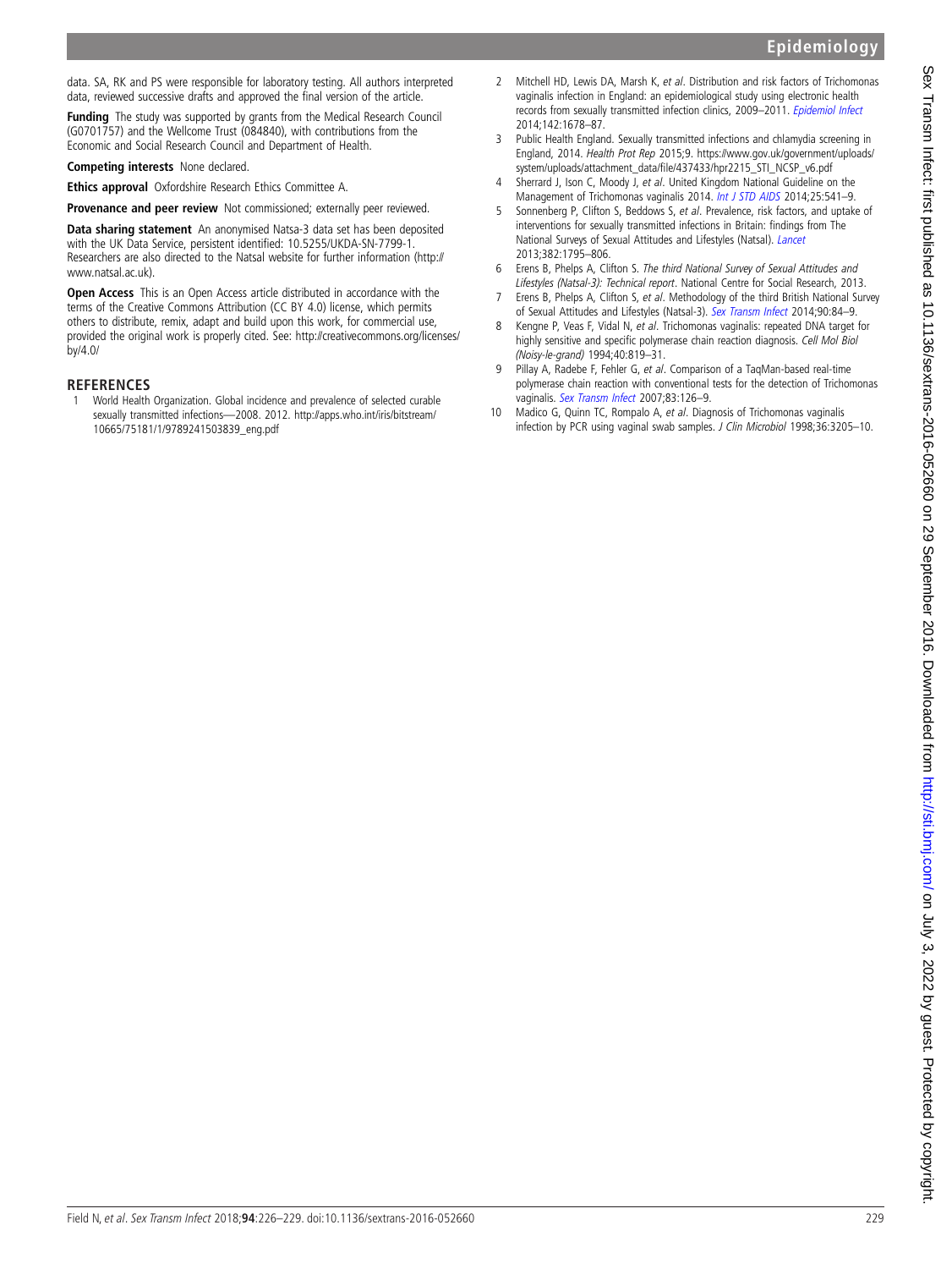data. SA, RK and PS were responsible for laboratory testing. All authors interpreted data, reviewed successive drafts and approved the final version of the article.

**Funding** The study was supported by grants from the Medical Research Council (G0701757) and the Wellcome Trust (084840), with contributions from the Economic and Social Research Council and Department of Health.

**Competing interests** None declared.

**Ethics approval** Oxfordshire Research Ethics Committee A.

**Provenance and peer review** Not commissioned; externally peer reviewed.

**Data sharing statement** An anonymised Natsa-3 data set has been deposited with the UK Data Service, persistent identified: 10.5255/UKDA-SN-7799-1. Researchers are also directed to the Natsal website for further information (http://www.natsal.ac.uk).

**Open Access** This is an Open Access article distributed in accordance with the terms of the Creative Commons Attribution (CC BY 4.0) license, which permits others to distribute, remix, adapt and build upon this work, for commercial use, provided the original work is properly cited. See: http://creativecommons.org/licenses/by/4.0/

## REFERENCES

1. World Health Organization. Global incidence and prevalence of selected curable sexually transmitted infections—2008. 2012. http://apps.who.int/iris/bitstream/10665/75181/1/9789241503839_eng.pdf
2. Mitchell HD, Lewis DA, Marsh K, *et al*. Distribution and risk factors of Trichomonas vaginalis infection in England: an epidemiological study using electronic health records from sexually transmitted infection clinics, 2009–2011. *Epidemiol Infect* 2014;142:1678–87.
3. Public Health England. Sexually transmitted infections and chlamydia screening in England, 2014. *Health Prot Rep* 2015;9. https://www.gov.uk/government/uploads/system/uploads/attachment_data/file/437433/hpr2215_STI_NCSP_v6.pdf
4. Sherrard J, Ison C, Moody J, *et al*. United Kingdom National Guideline on the Management of Trichomonas vaginalis 2014. *Int J STD AIDS* 2014;25:541–9.
5. Sonnenberg P, Clifton S, Beddows S, *et al*. Prevalence, risk factors, and uptake of interventions for sexually transmitted infections in Britain: findings from The National Surveys of Sexual Attitudes and Lifestyles (Natsal). *Lancet* 2013;382:1795–806.
6. Erens B, Phelps A, Clifton S. *The third National Survey of Sexual Attitudes and Lifestyles (Natsal-3): Technical report*. National Centre for Social Research, 2013.
7. Erens B, Phelps A, Clifton S, *et al*. Methodology of the third British National Survey of Sexual Attitudes and Lifestyles (Natsal-3). *Sex Transm Infect* 2014;90:84–9.
8. Kengne P, Veas F, Vidal N, *et al*. Trichomonas vaginalis: repeated DNA target for highly sensitive and specific polymerase chain reaction diagnosis. *Cell Mol Biol (Noisy-le-grand)* 1994;40:819–31.
9. Pillay A, Radebe F, Fehler G, *et al*. Comparison of a TaqMan-based real-time polymerase chain reaction with conventional tests for the detection of Trichomonas vaginalis. *Sex Transm Infect* 2007;83:126–9.
10. Madico G, Quinn TC, Rompalo A, *et al*. Diagnosis of Trichomonas vaginalis infection by PCR using vaginal swab samples. *J Clin Microbiol* 1998;36:3205–10.